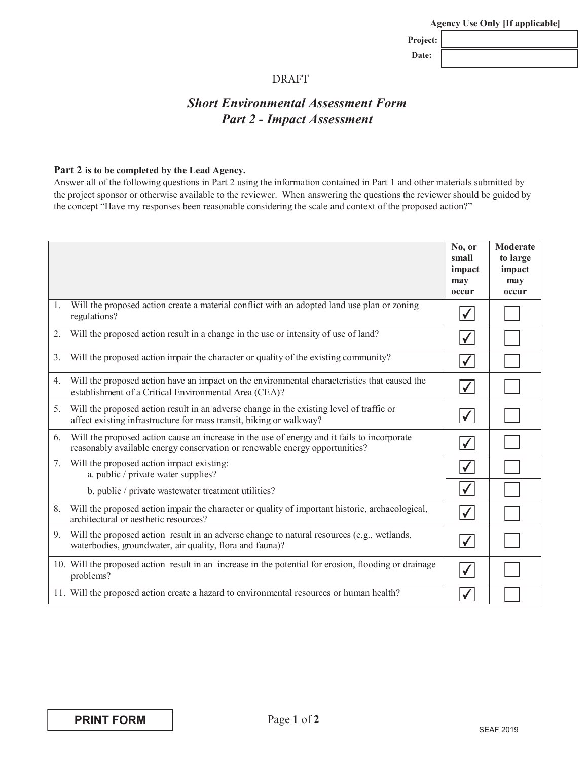**Agency Use Only [If applicable]**

| | |
|---|---|
| **Project:** | |
| **Date:** | |

DRAFT

# *Short Environmental Assessment Form*
# *Part 2 - Impact Assessment*

**Part 2 is to be completed by the Lead Agency.**

Answer all of the following questions in Part 2 using the information contained in Part 1 and other materials submitted by the project sponsor or otherwise available to the reviewer. When answering the questions the reviewer should be guided by the concept "Have my responses been reasonable considering the scale and context of the proposed action?"

| | No, or small impact may occur | Moderate to large impact may occur |
|---|---|---|
| 1. Will the proposed action create a material conflict with an adopted land use plan or zoning regulations? | ☑ | ☐ |
| 2. Will the proposed action result in a change in the use or intensity of use of land? | ☑ | ☐ |
| 3. Will the proposed action impair the character or quality of the existing community? | ☑ | ☐ |
| 4. Will the proposed action have an impact on the environmental characteristics that caused the establishment of a Critical Environmental Area (CEA)? | ☑ | ☐ |
| 5. Will the proposed action result in an adverse change in the existing level of traffic or affect existing infrastructure for mass transit, biking or walkway? | ☑ | ☐ |
| 6. Will the proposed action cause an increase in the use of energy and it fails to incorporate reasonably available energy conservation or renewable energy opportunities? | ☑ | ☐ |
| 7. Will the proposed action impact existing: a. public / private water supplies? | ☑ | ☐ |
| b. public / private wastewater treatment utilities? | ☑ | ☐ |
| 8. Will the proposed action impair the character or quality of important historic, archaeological, architectural or aesthetic resources? | ☑ | ☐ |
| 9. Will the proposed action result in an adverse change to natural resources (e.g., wetlands, waterbodies, groundwater, air quality, flora and fauna)? | ☑ | ☐ |
| 10. Will the proposed action result in an increase in the potential for erosion, flooding or drainage problems? | ☑ | ☐ |
| 11. Will the proposed action create a hazard to environmental resources or human health? | ☑ | ☐ |

PRINT FORM

SEAF 2019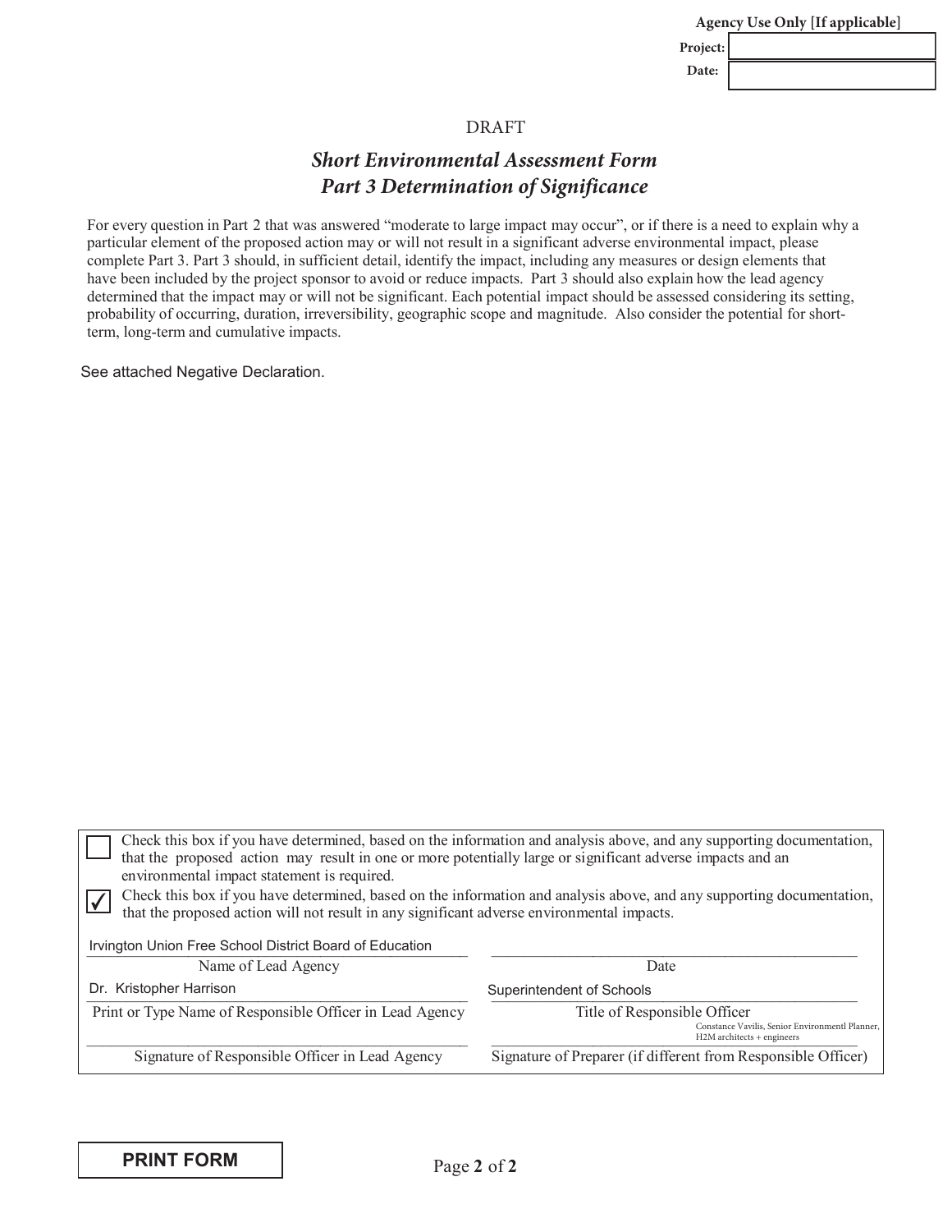**Agency Use Only [If applicable]**

| | |
|---|---|
| **Project:** | |
| **Date:** | |

DRAFT

## *Short Environmental Assessment Form*
## *Part 3 Determination of Significance*

For every question in Part 2 that was answered "moderate to large impact may occur", or if there is a need to explain why a particular element of the proposed action may or will not result in a significant adverse environmental impact, please complete Part 3. Part 3 should, in sufficient detail, identify the impact, including any measures or design elements that have been included by the project sponsor to avoid or reduce impacts. Part 3 should also explain how the lead agency determined that the impact may or will not be significant. Each potential impact should be assessed considering its setting, probability of occurring, duration, irreversibility, geographic scope and magnitude. Also consider the potential for short-term, long-term and cumulative impacts.

See attached Negative Declaration.

- [ ] Check this box if you have determined, based on the information and analysis above, and any supporting documentation, that the proposed action may result in one or more potentially large or significant adverse impacts and an environmental impact statement is required.
- [x] Check this box if you have determined, based on the information and analysis above, and any supporting documentation, that the proposed action will not result in any significant adverse environmental impacts.

| | |
|---|---|
| Irvington Union Free School District Board of Education | |
| Name of Lead Agency | Date |
| Dr. Kristopher Harrison | Superintendent of Schools |
| Print or Type Name of Responsible Officer in Lead Agency | Title of Responsible Officer |
| | Constance Vavilis, Senior Environmentl Planner, H2M architects + engineers |
| Signature of Responsible Officer in Lead Agency | Signature of Preparer (if different from Responsible Officer) |

PRINT FORM